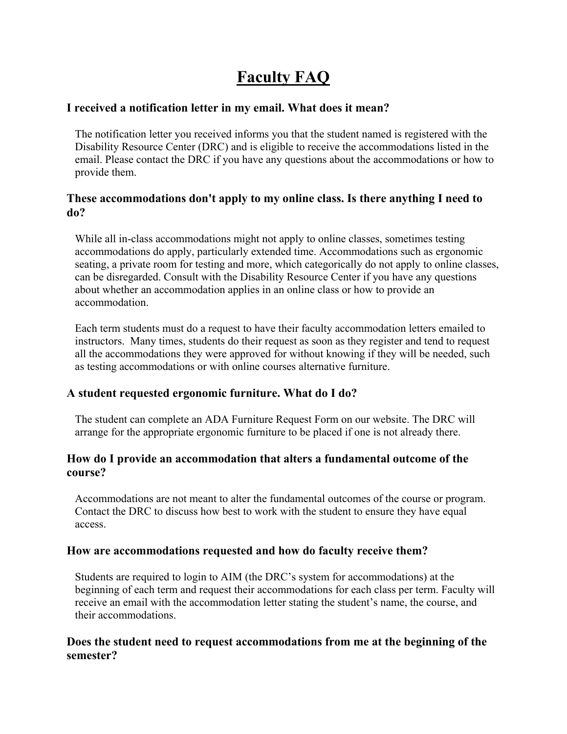# Faculty FAQ

### I received a notification letter in my email. What does it mean?

The notification letter you received informs you that the student named is registered with the Disability Resource Center (DRC) and is eligible to receive the accommodations listed in the email. Please contact the DRC if you have any questions about the accommodations or how to provide them.

### These accommodations don't apply to my online class. Is there anything I need to do?

While all in-class accommodations might not apply to online classes, sometimes testing accommodations do apply, particularly extended time. Accommodations such as ergonomic seating, a private room for testing and more, which categorically do not apply to online classes, can be disregarded. Consult with the Disability Resource Center if you have any questions about whether an accommodation applies in an online class or how to provide an accommodation.

Each term students must do a request to have their faculty accommodation letters emailed to instructors. Many times, students do their request as soon as they register and tend to request all the accommodations they were approved for without knowing if they will be needed, such as testing accommodations or with online courses alternative furniture.

### A student requested ergonomic furniture. What do I do?

The student can complete an ADA Furniture Request Form on our website. The DRC will arrange for the appropriate ergonomic furniture to be placed if one is not already there.

### How do I provide an accommodation that alters a fundamental outcome of the course?

Accommodations are not meant to alter the fundamental outcomes of the course or program. Contact the DRC to discuss how best to work with the student to ensure they have equal access.

### How are accommodations requested and how do faculty receive them?

Students are required to login to AIM (the DRC's system for accommodations) at the beginning of each term and request their accommodations for each class per term. Faculty will receive an email with the accommodation letter stating the student's name, the course, and their accommodations.

### Does the student need to request accommodations from me at the beginning of the semester?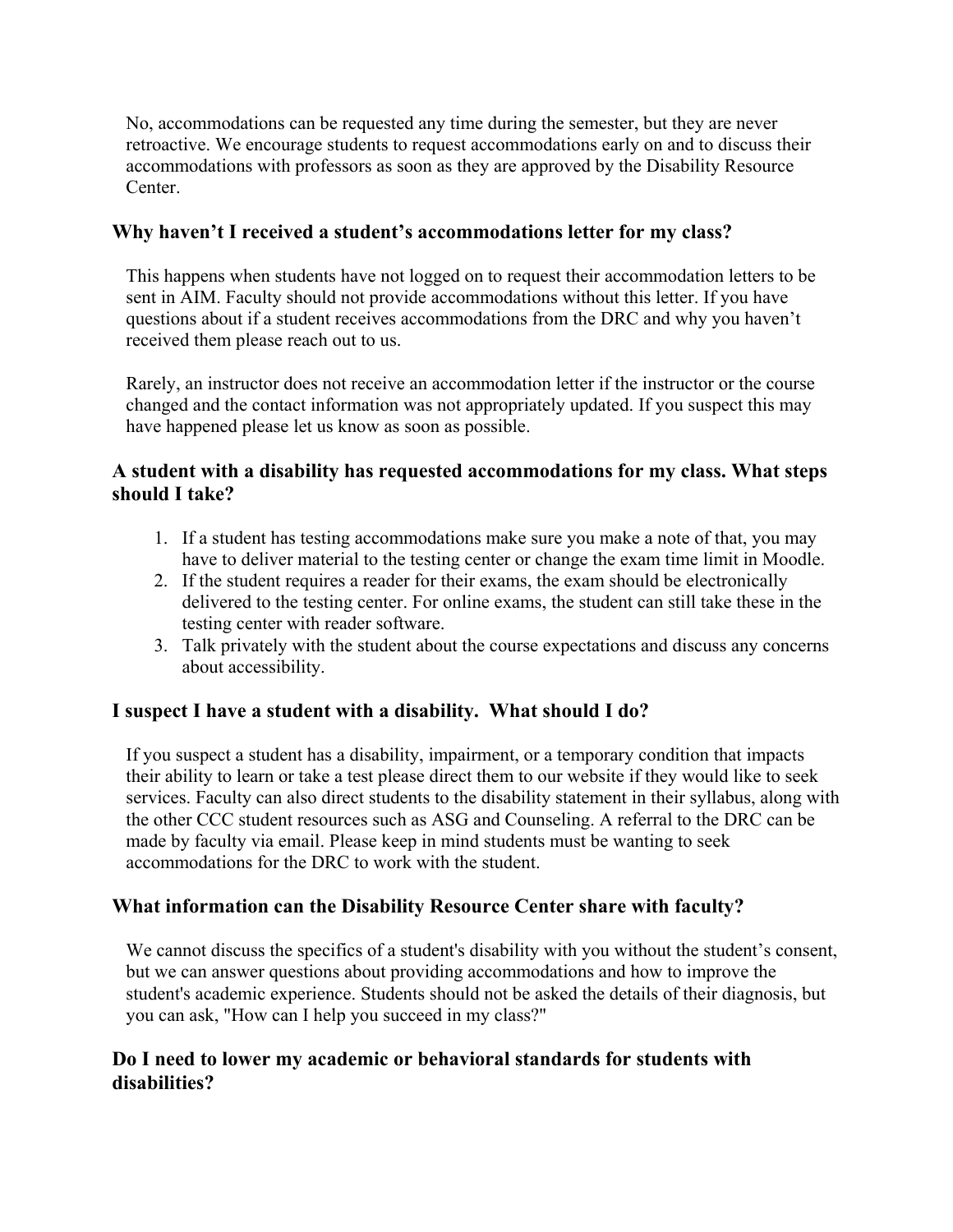No, accommodations can be requested any time during the semester, but they are never retroactive. We encourage students to request accommodations early on and to discuss their accommodations with professors as soon as they are approved by the Disability Resource Center.

### Why haven't I received a student's accommodations letter for my class?

This happens when students have not logged on to request their accommodation letters to be sent in AIM. Faculty should not provide accommodations without this letter. If you have questions about if a student receives accommodations from the DRC and why you haven't received them please reach out to us.

Rarely, an instructor does not receive an accommodation letter if the instructor or the course changed and the contact information was not appropriately updated. If you suspect this may have happened please let us know as soon as possible.

### A student with a disability has requested accommodations for my class. What steps should I take?

1. If a student has testing accommodations make sure you make a note of that, you may have to deliver material to the testing center or change the exam time limit in Moodle.
2. If the student requires a reader for their exams, the exam should be electronically delivered to the testing center. For online exams, the student can still take these in the testing center with reader software.
3. Talk privately with the student about the course expectations and discuss any concerns about accessibility.

### I suspect I have a student with a disability. What should I do?

If you suspect a student has a disability, impairment, or a temporary condition that impacts their ability to learn or take a test please direct them to our website if they would like to seek services. Faculty can also direct students to the disability statement in their syllabus, along with the other CCC student resources such as ASG and Counseling. A referral to the DRC can be made by faculty via email. Please keep in mind students must be wanting to seek accommodations for the DRC to work with the student.

### What information can the Disability Resource Center share with faculty?

We cannot discuss the specifics of a student's disability with you without the student's consent, but we can answer questions about providing accommodations and how to improve the student's academic experience. Students should not be asked the details of their diagnosis, but you can ask, "How can I help you succeed in my class?"

### Do I need to lower my academic or behavioral standards for students with disabilities?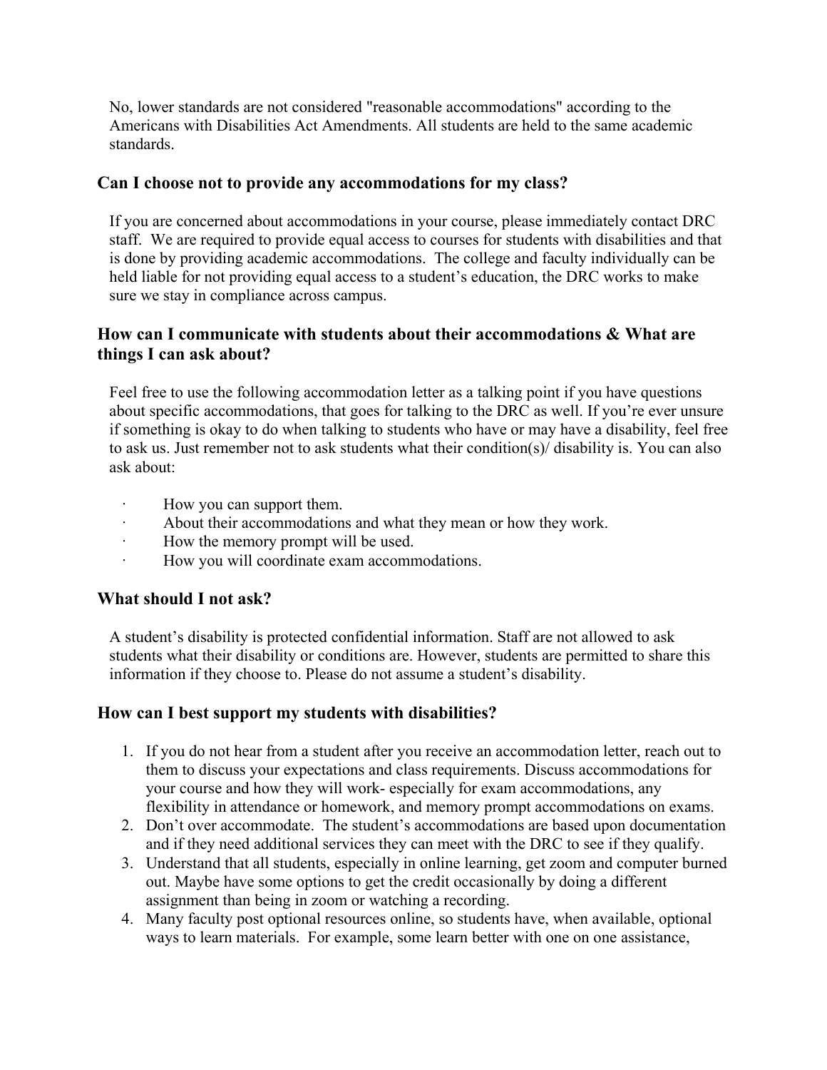No, lower standards are not considered "reasonable accommodations" according to the Americans with Disabilities Act Amendments. All students are held to the same academic standards.

### Can I choose not to provide any accommodations for my class?

If you are concerned about accommodations in your course, please immediately contact DRC staff. We are required to provide equal access to courses for students with disabilities and that is done by providing academic accommodations. The college and faculty individually can be held liable for not providing equal access to a student's education, the DRC works to make sure we stay in compliance across campus.

### How can I communicate with students about their accommodations & What are things I can ask about?

Feel free to use the following accommodation letter as a talking point if you have questions about specific accommodations, that goes for talking to the DRC as well. If you're ever unsure if something is okay to do when talking to students who have or may have a disability, feel free to ask us. Just remember not to ask students what their condition(s)/ disability is. You can also ask about:

- How you can support them.
- About their accommodations and what they mean or how they work.
- How the memory prompt will be used.
- How you will coordinate exam accommodations.

### What should I not ask?

A student's disability is protected confidential information. Staff are not allowed to ask students what their disability or conditions are. However, students are permitted to share this information if they choose to. Please do not assume a student's disability.

### How can I best support my students with disabilities?

1. If you do not hear from a student after you receive an accommodation letter, reach out to them to discuss your expectations and class requirements. Discuss accommodations for your course and how they will work- especially for exam accommodations, any flexibility in attendance or homework, and memory prompt accommodations on exams.
2. Don't over accommodate. The student's accommodations are based upon documentation and if they need additional services they can meet with the DRC to see if they qualify.
3. Understand that all students, especially in online learning, get zoom and computer burned out. Maybe have some options to get the credit occasionally by doing a different assignment than being in zoom or watching a recording.
4. Many faculty post optional resources online, so students have, when available, optional ways to learn materials. For example, some learn better with one on one assistance,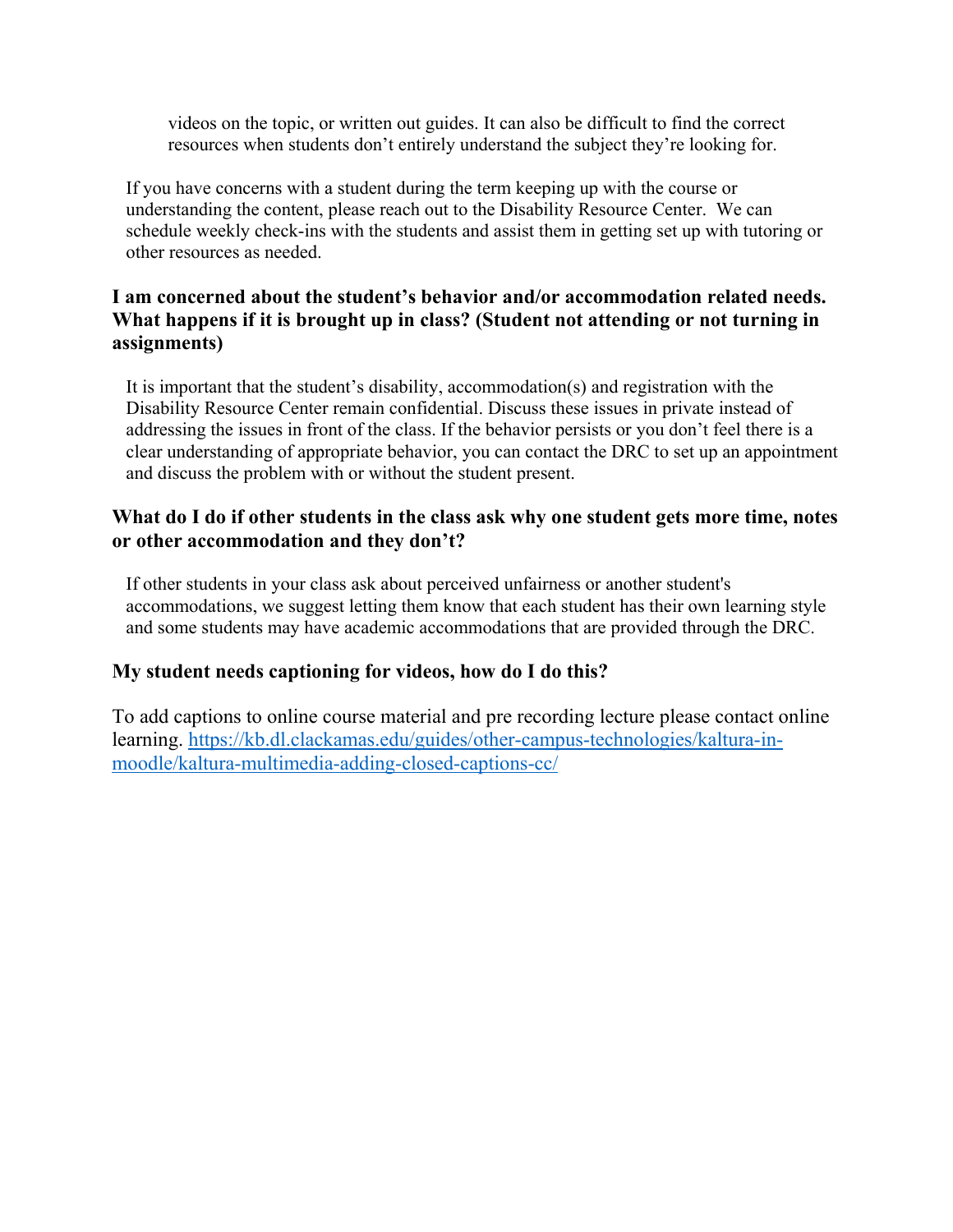videos on the topic, or written out guides. It can also be difficult to find the correct resources when students don't entirely understand the subject they're looking for.

If you have concerns with a student during the term keeping up with the course or understanding the content, please reach out to the Disability Resource Center. We can schedule weekly check-ins with the students and assist them in getting set up with tutoring or other resources as needed.

### I am concerned about the student's behavior and/or accommodation related needs. What happens if it is brought up in class? (Student not attending or not turning in assignments)

It is important that the student's disability, accommodation(s) and registration with the Disability Resource Center remain confidential. Discuss these issues in private instead of addressing the issues in front of the class. If the behavior persists or you don't feel there is a clear understanding of appropriate behavior, you can contact the DRC to set up an appointment and discuss the problem with or without the student present.

### What do I do if other students in the class ask why one student gets more time, notes or other accommodation and they don't?

If other students in your class ask about perceived unfairness or another student's accommodations, we suggest letting them know that each student has their own learning style and some students may have academic accommodations that are provided through the DRC.

### My student needs captioning for videos, how do I do this?

To add captions to online course material and pre recording lecture please contact online learning. [https://kb.dl.clackamas.edu/guides/other-campus-technologies/kaltura-in-moodle/kaltura-multimedia-adding-closed-captions-cc/](https://kb.dl.clackamas.edu/guides/other-campus-technologies/kaltura-in-moodle/kaltura-multimedia-adding-closed-captions-cc/)